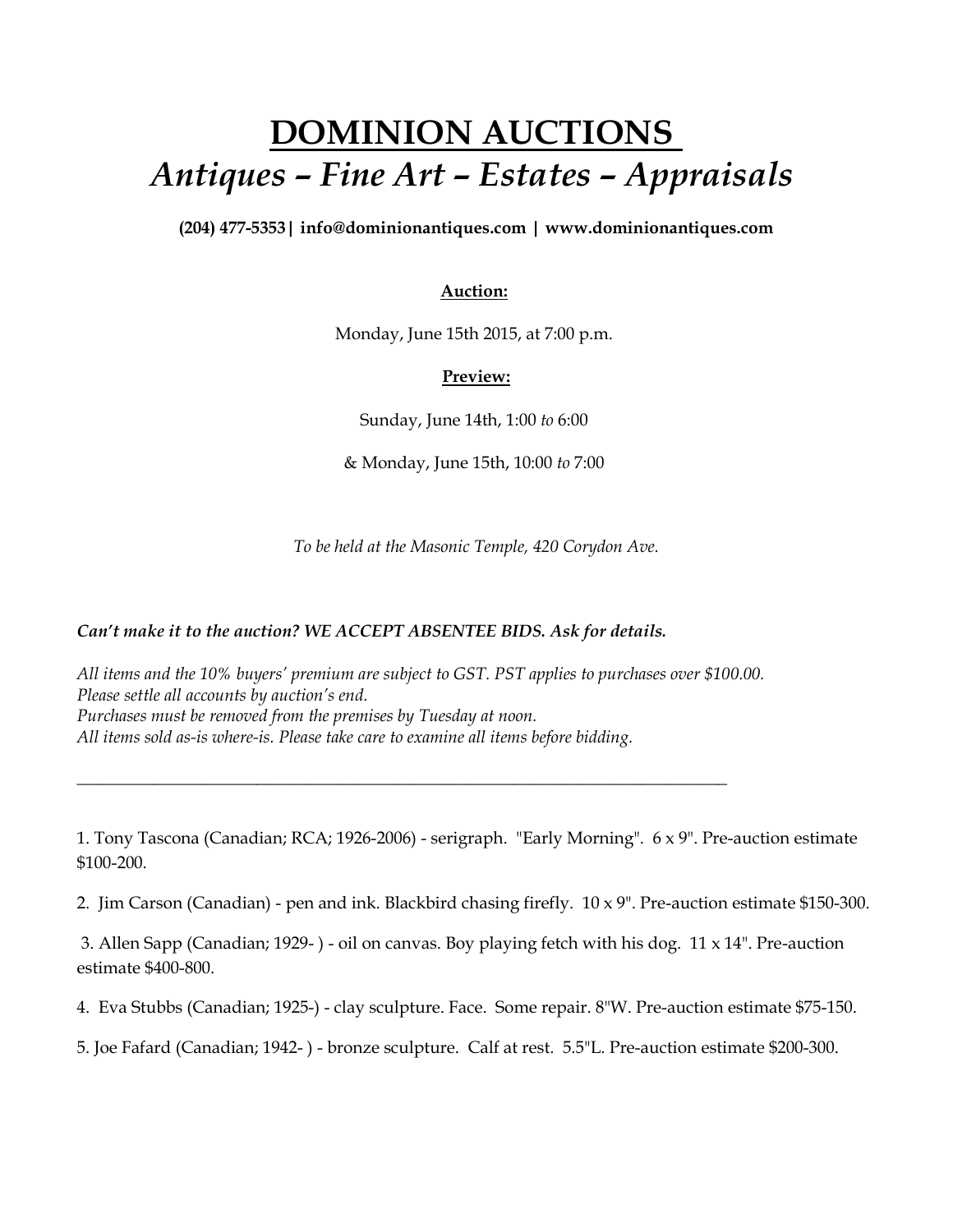# DOMINION AUCTIONS

## *Antiques – Fine Art – Estates – Appraisals*

**(204) 477-5353| info@dominionantiques.com | www.dominionantiques.com**

**Auction:**

Monday, June 15th 2015, at 7:00 p.m.

**Preview:**

Sunday, June 14th, 1:00 *to* 6:00

& Monday, June 15th, 10:00 *to* 7:00

*To be held at the Masonic Temple, 420 Corydon Ave.*

***Can't make it to the auction? WE ACCEPT ABSENTEE BIDS. Ask for details.***

*All items and the 10% buyers' premium are subject to GST. PST applies to purchases over $100.00.*
*Please settle all accounts by auction's end.*
*Purchases must be removed from the premises by Tuesday at noon.*
*All items sold as-is where-is. Please take care to examine all items before bidding.*

---

1. Tony Tascona (Canadian; RCA; 1926-2006) - serigraph. "Early Morning". 6 x 9". Pre-auction estimate $100-200.

2. Jim Carson (Canadian) - pen and ink. Blackbird chasing firefly. 10 x 9". Pre-auction estimate $150-300.

3. Allen Sapp (Canadian; 1929- ) - oil on canvas. Boy playing fetch with his dog. 11 x 14". Pre-auction estimate $400-800.

4. Eva Stubbs (Canadian; 1925-) - clay sculpture. Face. Some repair. 8"W. Pre-auction estimate $75-150.

5. Joe Fafard (Canadian; 1942- ) - bronze sculpture. Calf at rest. 5.5"L. Pre-auction estimate $200-300.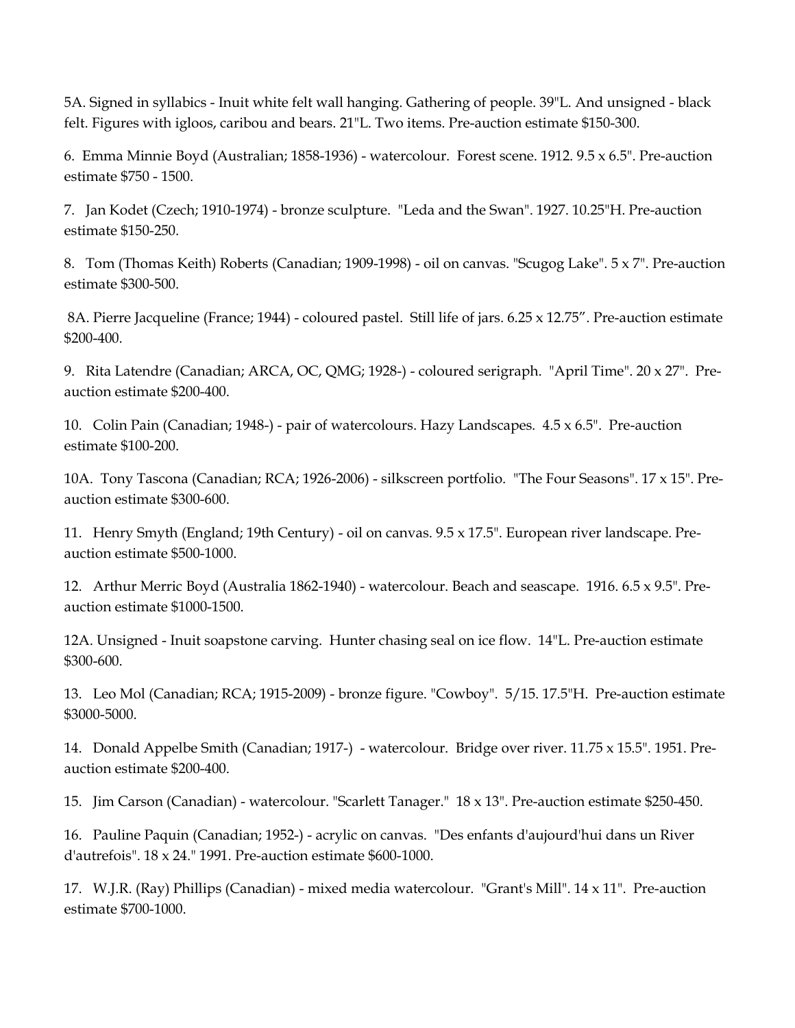5A. Signed in syllabics - Inuit white felt wall hanging. Gathering of people. 39"L. And unsigned - black felt. Figures with igloos, caribou and bears. 21"L. Two items. Pre-auction estimate $150-300.

6. Emma Minnie Boyd (Australian; 1858-1936) - watercolour. Forest scene. 1912. 9.5 x 6.5". Pre-auction estimate $750 - 1500.

7. Jan Kodet (Czech; 1910-1974) - bronze sculpture. "Leda and the Swan". 1927. 10.25"H. Pre-auction estimate $150-250.

8. Tom (Thomas Keith) Roberts (Canadian; 1909-1998) - oil on canvas. "Scugog Lake". 5 x 7". Pre-auction estimate $300-500.

8A. Pierre Jacqueline (France; 1944) - coloured pastel. Still life of jars. 6.25 x 12.75”. Pre-auction estimate $200-400.

9. Rita Latendre (Canadian; ARCA, OC, QMG; 1928-) - coloured serigraph. "April Time". 20 x 27". Pre-auction estimate $200-400.

10. Colin Pain (Canadian; 1948-) - pair of watercolours. Hazy Landscapes. 4.5 x 6.5". Pre-auction estimate $100-200.

10A. Tony Tascona (Canadian; RCA; 1926-2006) - silkscreen portfolio. "The Four Seasons". 17 x 15". Pre-auction estimate $300-600.

11. Henry Smyth (England; 19th Century) - oil on canvas. 9.5 x 17.5". European river landscape. Pre-auction estimate $500-1000.

12. Arthur Merric Boyd (Australia 1862-1940) - watercolour. Beach and seascape. 1916. 6.5 x 9.5". Pre-auction estimate $1000-1500.

12A. Unsigned - Inuit soapstone carving. Hunter chasing seal on ice flow. 14"L. Pre-auction estimate $300-600.

13. Leo Mol (Canadian; RCA; 1915-2009) - bronze figure. "Cowboy". 5/15. 17.5"H. Pre-auction estimate $3000-5000.

14. Donald Appelbe Smith (Canadian; 1917-) - watercolour. Bridge over river. 11.75 x 15.5". 1951. Pre-auction estimate $200-400.

15. Jim Carson (Canadian) - watercolour. "Scarlett Tanager." 18 x 13". Pre-auction estimate $250-450.

16. Pauline Paquin (Canadian; 1952-) - acrylic on canvas. "Des enfants d'aujourd'hui dans un River d'autrefois". 18 x 24." 1991. Pre-auction estimate $600-1000.

17. W.J.R. (Ray) Phillips (Canadian) - mixed media watercolour. "Grant's Mill". 14 x 11". Pre-auction estimate $700-1000.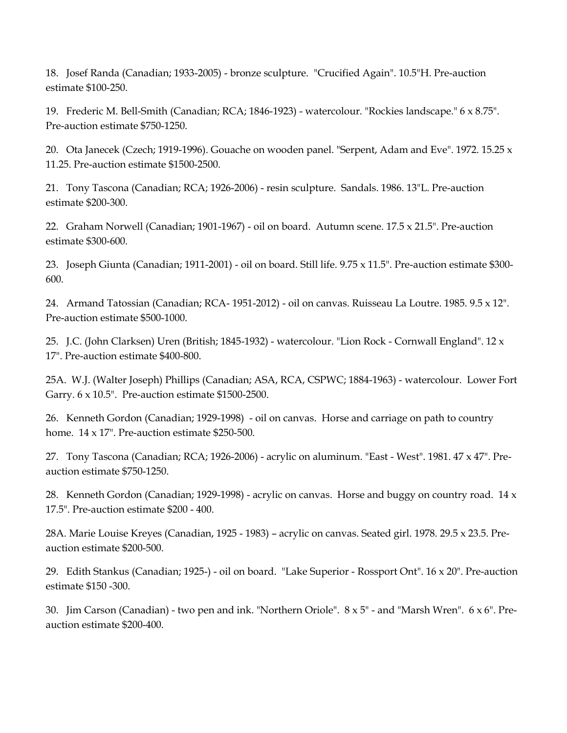18. Josef Randa (Canadian; 1933-2005) - bronze sculpture. "Crucified Again". 10.5"H. Pre-auction estimate $100-250.

19. Frederic M. Bell-Smith (Canadian; RCA; 1846-1923) - watercolour. "Rockies landscape." 6 x 8.75". Pre-auction estimate $750-1250.

20. Ota Janecek (Czech; 1919-1996). Gouache on wooden panel. "Serpent, Adam and Eve". 1972. 15.25 x 11.25. Pre-auction estimate $1500-2500.

21. Tony Tascona (Canadian; RCA; 1926-2006) - resin sculpture. Sandals. 1986. 13"L. Pre-auction estimate $200-300.

22. Graham Norwell (Canadian; 1901-1967) - oil on board. Autumn scene. 17.5 x 21.5". Pre-auction estimate $300-600.

23. Joseph Giunta (Canadian; 1911-2001) - oil on board. Still life. 9.75 x 11.5". Pre-auction estimate $300-600.

24. Armand Tatossian (Canadian; RCA- 1951-2012) - oil on canvas. Ruisseau La Loutre. 1985. 9.5 x 12". Pre-auction estimate $500-1000.

25. J.C. (John Clarksen) Uren (British; 1845-1932) - watercolour. "Lion Rock - Cornwall England". 12 x 17". Pre-auction estimate $400-800.

25A. W.J. (Walter Joseph) Phillips (Canadian; ASA, RCA, CSPWC; 1884-1963) - watercolour. Lower Fort Garry. 6 x 10.5". Pre-auction estimate $1500-2500.

26. Kenneth Gordon (Canadian; 1929-1998) - oil on canvas. Horse and carriage on path to country home. 14 x 17". Pre-auction estimate $250-500.

27. Tony Tascona (Canadian; RCA; 1926-2006) - acrylic on aluminum. "East - West". 1981. 47 x 47". Pre-auction estimate $750-1250.

28. Kenneth Gordon (Canadian; 1929-1998) - acrylic on canvas. Horse and buggy on country road. 14 x 17.5". Pre-auction estimate $200 - 400.

28A. Marie Louise Kreyes (Canadian, 1925 - 1983) – acrylic on canvas. Seated girl. 1978. 29.5 x 23.5. Pre-auction estimate $200-500.

29. Edith Stankus (Canadian; 1925-) - oil on board. "Lake Superior - Rossport Ont". 16 x 20". Pre-auction estimate $150 -300.

30. Jim Carson (Canadian) - two pen and ink. "Northern Oriole". 8 x 5" - and "Marsh Wren". 6 x 6". Pre-auction estimate $200-400.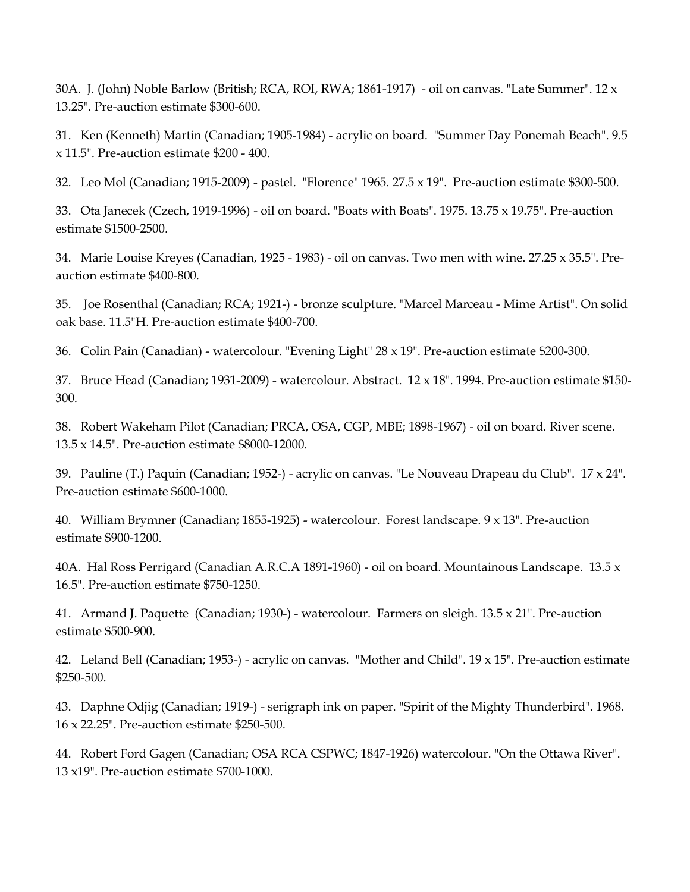30A. J. (John) Noble Barlow (British; RCA, ROI, RWA; 1861-1917) - oil on canvas. "Late Summer". 12 x 13.25". Pre-auction estimate $300-600.

31. Ken (Kenneth) Martin (Canadian; 1905-1984) - acrylic on board. "Summer Day Ponemah Beach". 9.5 x 11.5". Pre-auction estimate $200 - 400.

32. Leo Mol (Canadian; 1915-2009) - pastel. "Florence" 1965. 27.5 x 19". Pre-auction estimate $300-500.

33. Ota Janecek (Czech, 1919-1996) - oil on board. "Boats with Boats". 1975. 13.75 x 19.75". Pre-auction estimate $1500-2500.

34. Marie Louise Kreyes (Canadian, 1925 - 1983) - oil on canvas. Two men with wine. 27.25 x 35.5". Pre-auction estimate $400-800.

35. Joe Rosenthal (Canadian; RCA; 1921-) - bronze sculpture. "Marcel Marceau - Mime Artist". On solid oak base. 11.5"H. Pre-auction estimate $400-700.

36. Colin Pain (Canadian) - watercolour. "Evening Light" 28 x 19". Pre-auction estimate $200-300.

37. Bruce Head (Canadian; 1931-2009) - watercolour. Abstract. 12 x 18". 1994. Pre-auction estimate $150-300.

38. Robert Wakeham Pilot (Canadian; PRCA, OSA, CGP, MBE; 1898-1967) - oil on board. River scene. 13.5 x 14.5". Pre-auction estimate $8000-12000.

39. Pauline (T.) Paquin (Canadian; 1952-) - acrylic on canvas. "Le Nouveau Drapeau du Club". 17 x 24". Pre-auction estimate $600-1000.

40. William Brymner (Canadian; 1855-1925) - watercolour. Forest landscape. 9 x 13". Pre-auction estimate $900-1200.

40A. Hal Ross Perrigard (Canadian A.R.C.A 1891-1960) - oil on board. Mountainous Landscape. 13.5 x 16.5". Pre-auction estimate $750-1250.

41. Armand J. Paquette (Canadian; 1930-) - watercolour. Farmers on sleigh. 13.5 x 21". Pre-auction estimate $500-900.

42. Leland Bell (Canadian; 1953-) - acrylic on canvas. "Mother and Child". 19 x 15". Pre-auction estimate $250-500.

43. Daphne Odjig (Canadian; 1919-) - serigraph ink on paper. "Spirit of the Mighty Thunderbird". 1968. 16 x 22.25". Pre-auction estimate $250-500.

44. Robert Ford Gagen (Canadian; OSA RCA CSPWC; 1847-1926) watercolour. "On the Ottawa River". 13 x19". Pre-auction estimate $700-1000.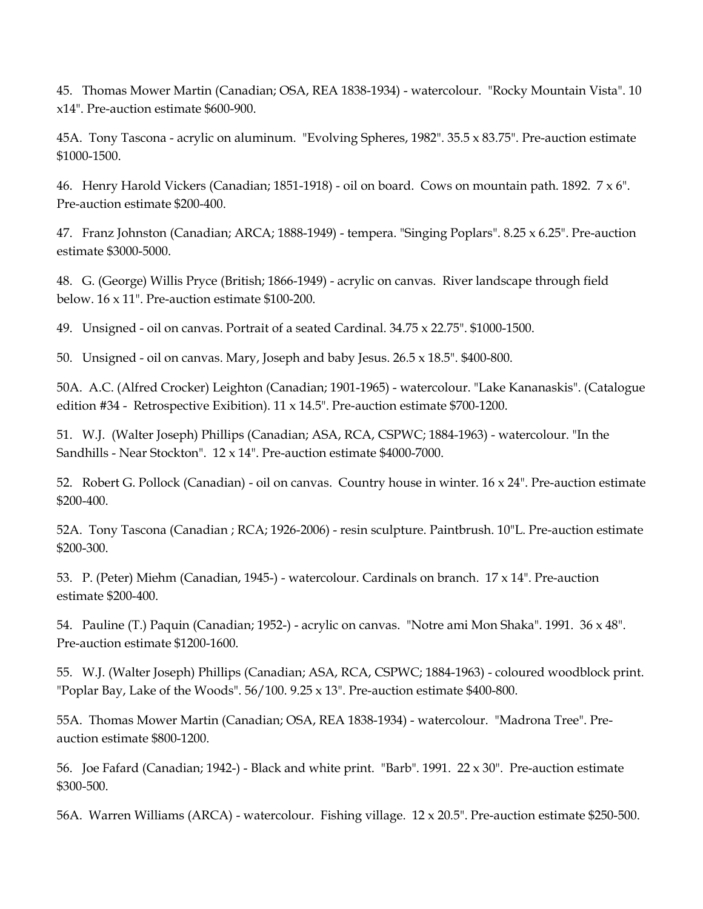45. Thomas Mower Martin (Canadian; OSA, REA 1838-1934) - watercolour. "Rocky Mountain Vista". 10 x14". Pre-auction estimate $600-900.

45A. Tony Tascona - acrylic on aluminum. "Evolving Spheres, 1982". 35.5 x 83.75". Pre-auction estimate $1000-1500.

46. Henry Harold Vickers (Canadian; 1851-1918) - oil on board. Cows on mountain path. 1892. 7 x 6". Pre-auction estimate $200-400.

47. Franz Johnston (Canadian; ARCA; 1888-1949) - tempera. "Singing Poplars". 8.25 x 6.25". Pre-auction estimate $3000-5000.

48. G. (George) Willis Pryce (British; 1866-1949) - acrylic on canvas. River landscape through field below. 16 x 11". Pre-auction estimate $100-200.

49. Unsigned - oil on canvas. Portrait of a seated Cardinal. 34.75 x 22.75". $1000-1500.

50. Unsigned - oil on canvas. Mary, Joseph and baby Jesus. 26.5 x 18.5". $400-800.

50A. A.C. (Alfred Crocker) Leighton (Canadian; 1901-1965) - watercolour. "Lake Kananaskis". (Catalogue edition #34 - Retrospective Exibition). 11 x 14.5". Pre-auction estimate $700-1200.

51. W.J. (Walter Joseph) Phillips (Canadian; ASA, RCA, CSPWC; 1884-1963) - watercolour. "In the Sandhills - Near Stockton". 12 x 14". Pre-auction estimate $4000-7000.

52. Robert G. Pollock (Canadian) - oil on canvas. Country house in winter. 16 x 24". Pre-auction estimate $200-400.

52A. Tony Tascona (Canadian ; RCA; 1926-2006) - resin sculpture. Paintbrush. 10"L. Pre-auction estimate $200-300.

53. P. (Peter) Miehm (Canadian, 1945-) - watercolour. Cardinals on branch. 17 x 14". Pre-auction estimate $200-400.

54. Pauline (T.) Paquin (Canadian; 1952-) - acrylic on canvas. "Notre ami Mon Shaka". 1991. 36 x 48". Pre-auction estimate $1200-1600.

55. W.J. (Walter Joseph) Phillips (Canadian; ASA, RCA, CSPWC; 1884-1963) - coloured woodblock print. "Poplar Bay, Lake of the Woods". 56/100. 9.25 x 13". Pre-auction estimate $400-800.

55A. Thomas Mower Martin (Canadian; OSA, REA 1838-1934) - watercolour. "Madrona Tree". Pre-auction estimate $800-1200.

56. Joe Fafard (Canadian; 1942-) - Black and white print. "Barb". 1991. 22 x 30". Pre-auction estimate $300-500.

56A. Warren Williams (ARCA) - watercolour. Fishing village. 12 x 20.5". Pre-auction estimate $250-500.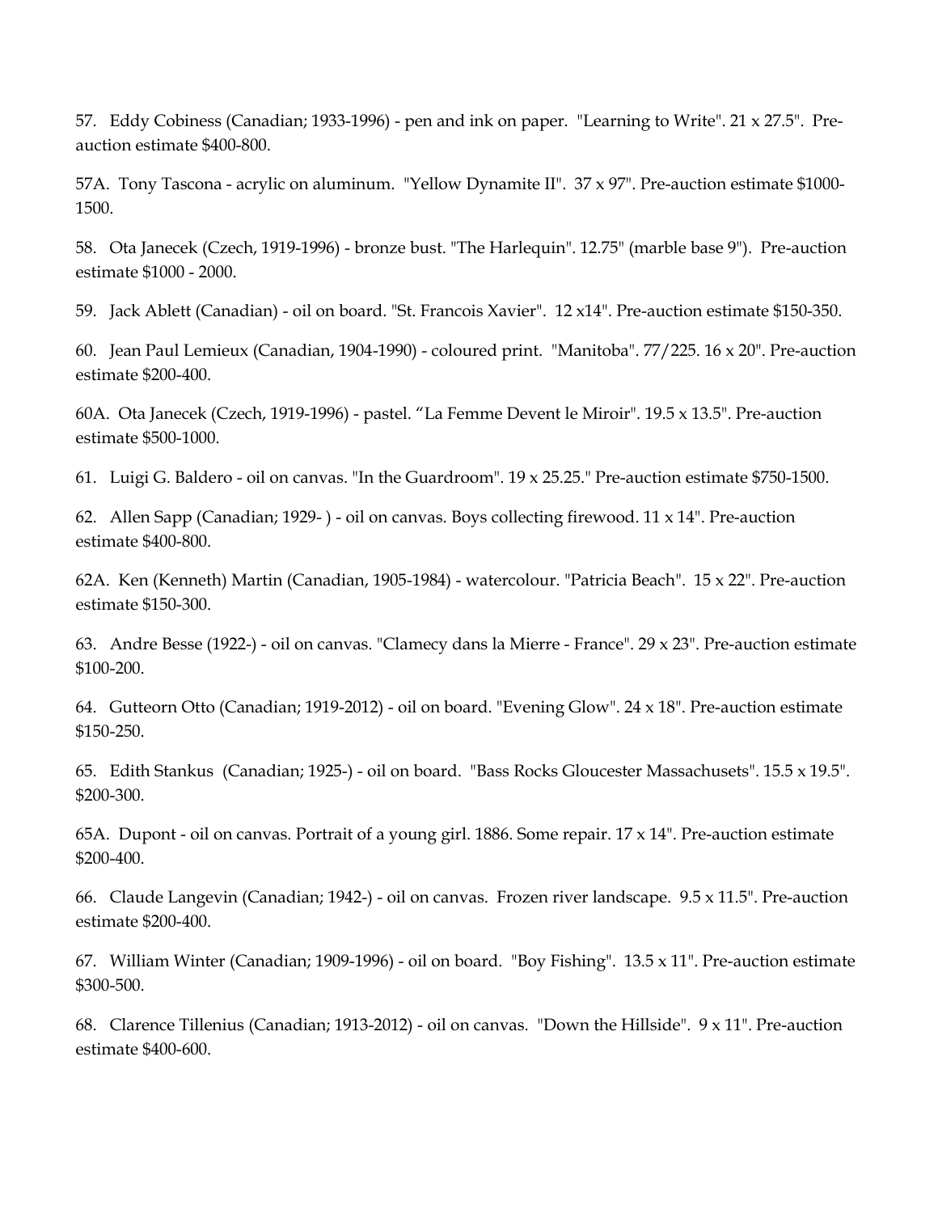57. Eddy Cobiness (Canadian; 1933-1996) - pen and ink on paper. "Learning to Write". 21 x 27.5". Pre-auction estimate $400-800.

57A. Tony Tascona - acrylic on aluminum. "Yellow Dynamite II". 37 x 97". Pre-auction estimate $1000-1500.

58. Ota Janecek (Czech, 1919-1996) - bronze bust. "The Harlequin". 12.75" (marble base 9"). Pre-auction estimate $1000 - 2000.

59. Jack Ablett (Canadian) - oil on board. "St. Francois Xavier". 12 x14". Pre-auction estimate $150-350.

60. Jean Paul Lemieux (Canadian, 1904-1990) - coloured print. "Manitoba". 77/225. 16 x 20". Pre-auction estimate $200-400.

60A. Ota Janecek (Czech, 1919-1996) - pastel. “La Femme Devent le Miroir". 19.5 x 13.5". Pre-auction estimate $500-1000.

61. Luigi G. Baldero - oil on canvas. "In the Guardroom". 19 x 25.25." Pre-auction estimate $750-1500.

62. Allen Sapp (Canadian; 1929- ) - oil on canvas. Boys collecting firewood. 11 x 14". Pre-auction estimate $400-800.

62A. Ken (Kenneth) Martin (Canadian, 1905-1984) - watercolour. "Patricia Beach". 15 x 22". Pre-auction estimate $150-300.

63. Andre Besse (1922-) - oil on canvas. "Clamecy dans la Mierre - France". 29 x 23". Pre-auction estimate $100-200.

64. Gutteorn Otto (Canadian; 1919-2012) - oil on board. "Evening Glow". 24 x 18". Pre-auction estimate $150-250.

65. Edith Stankus (Canadian; 1925-) - oil on board. "Bass Rocks Gloucester Massachusets". 15.5 x 19.5". $200-300.

65A. Dupont - oil on canvas. Portrait of a young girl. 1886. Some repair. 17 x 14". Pre-auction estimate $200-400.

66. Claude Langevin (Canadian; 1942-) - oil on canvas. Frozen river landscape. 9.5 x 11.5". Pre-auction estimate $200-400.

67. William Winter (Canadian; 1909-1996) - oil on board. "Boy Fishing". 13.5 x 11". Pre-auction estimate $300-500.

68. Clarence Tillenius (Canadian; 1913-2012) - oil on canvas. "Down the Hillside". 9 x 11". Pre-auction estimate $400-600.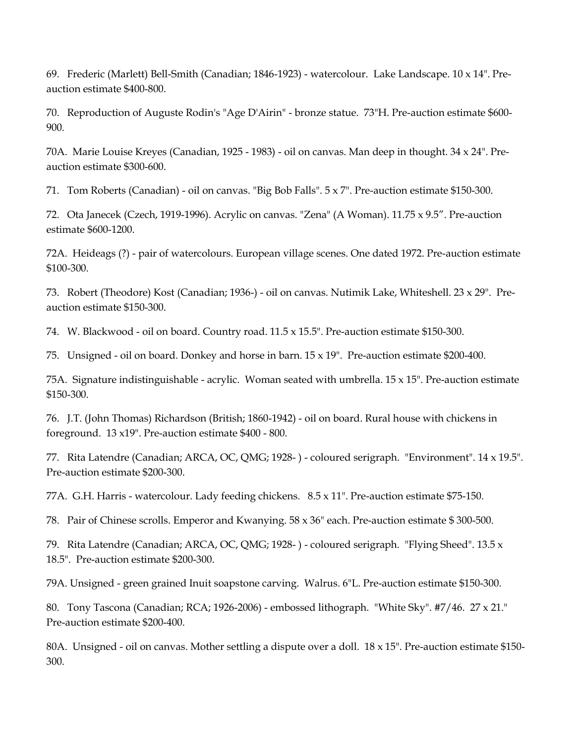69. Frederic (Marlett) Bell-Smith (Canadian; 1846-1923) - watercolour. Lake Landscape. 10 x 14". Pre-auction estimate $400-800.

70. Reproduction of Auguste Rodin's "Age D'Airin" - bronze statue. 73"H. Pre-auction estimate $600-900.

70A. Marie Louise Kreyes (Canadian, 1925 - 1983) - oil on canvas. Man deep in thought. 34 x 24". Pre-auction estimate $300-600.

71. Tom Roberts (Canadian) - oil on canvas. "Big Bob Falls". 5 x 7". Pre-auction estimate $150-300.

72. Ota Janecek (Czech, 1919-1996). Acrylic on canvas. "Zena" (A Woman). 11.75 x 9.5". Pre-auction estimate $600-1200.

72A. Heideags (?) - pair of watercolours. European village scenes. One dated 1972. Pre-auction estimate $100-300.

73. Robert (Theodore) Kost (Canadian; 1936-) - oil on canvas. Nutimik Lake, Whiteshell. 23 x 29". Pre-auction estimate $150-300.

74. W. Blackwood - oil on board. Country road. 11.5 x 15.5". Pre-auction estimate $150-300.

75. Unsigned - oil on board. Donkey and horse in barn. 15 x 19". Pre-auction estimate $200-400.

75A. Signature indistinguishable - acrylic. Woman seated with umbrella. 15 x 15". Pre-auction estimate $150-300.

76. J.T. (John Thomas) Richardson (British; 1860-1942) - oil on board. Rural house with chickens in foreground. 13 x19". Pre-auction estimate $400 - 800.

77. Rita Latendre (Canadian; ARCA, OC, QMG; 1928- ) - coloured serigraph. "Environment". 14 x 19.5". Pre-auction estimate $200-300.

77A. G.H. Harris - watercolour. Lady feeding chickens. 8.5 x 11". Pre-auction estimate $75-150.

78. Pair of Chinese scrolls. Emperor and Kwanying. 58 x 36" each. Pre-auction estimate $ 300-500.

79. Rita Latendre (Canadian; ARCA, OC, QMG; 1928- ) - coloured serigraph. "Flying Sheed". 13.5 x 18.5". Pre-auction estimate $200-300.

79A. Unsigned - green grained Inuit soapstone carving. Walrus. 6"L. Pre-auction estimate $150-300.

80. Tony Tascona (Canadian; RCA; 1926-2006) - embossed lithograph. "White Sky". #7/46. 27 x 21." Pre-auction estimate $200-400.

80A. Unsigned - oil on canvas. Mother settling a dispute over a doll. 18 x 15". Pre-auction estimate $150-300.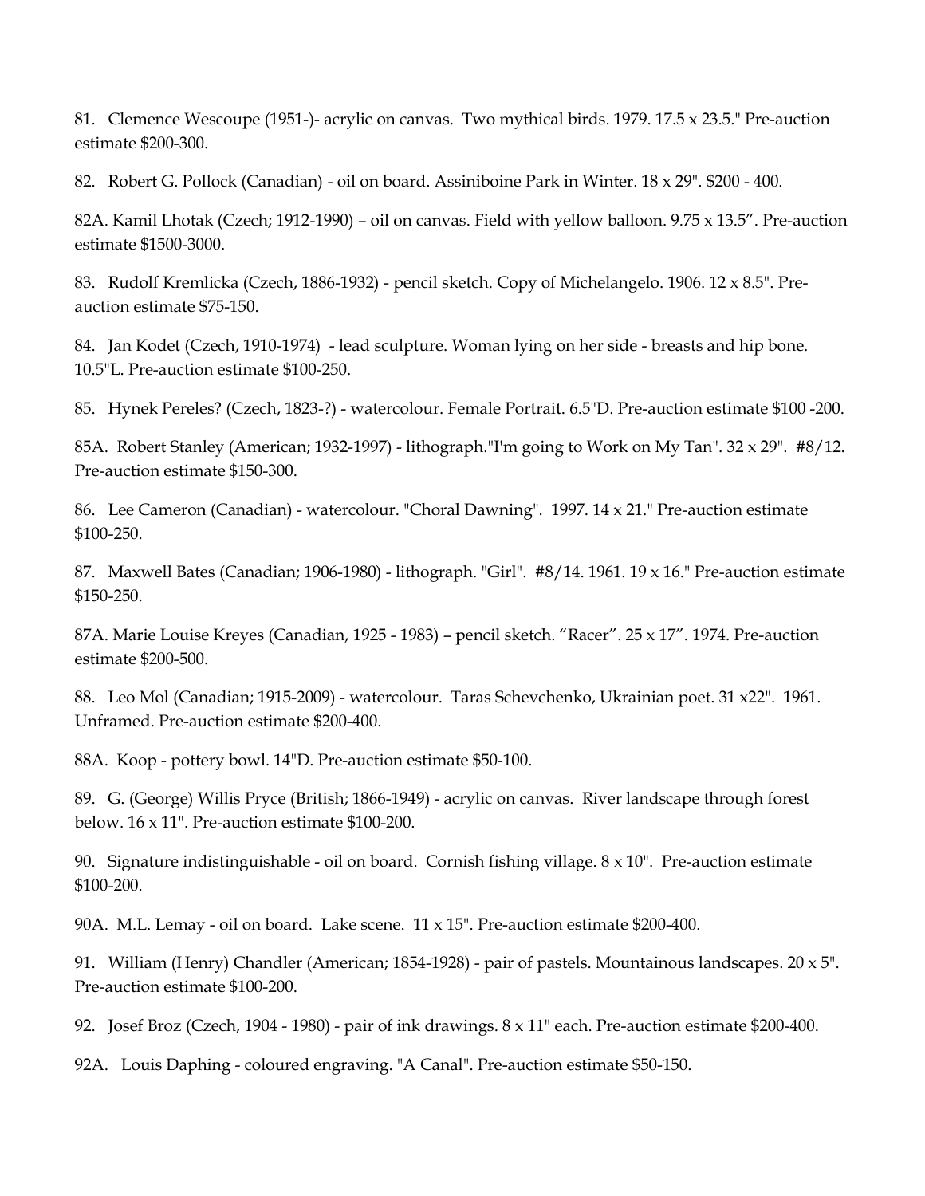81. Clemence Wescoupe (1951-)- acrylic on canvas. Two mythical birds. 1979. 17.5 x 23.5." Pre-auction estimate $200-300.

82. Robert G. Pollock (Canadian) - oil on board. Assiniboine Park in Winter. 18 x 29". $200 - 400.

82A. Kamil Lhotak (Czech; 1912-1990) – oil on canvas. Field with yellow balloon. 9.75 x 13.5". Pre-auction estimate $1500-3000.

83. Rudolf Kremlicka (Czech, 1886-1932) - pencil sketch. Copy of Michelangelo. 1906. 12 x 8.5". Pre-auction estimate $75-150.

84. Jan Kodet (Czech, 1910-1974) - lead sculpture. Woman lying on her side - breasts and hip bone. 10.5"L. Pre-auction estimate $100-250.

85. Hynek Pereles? (Czech, 1823-?) - watercolour. Female Portrait. 6.5"D. Pre-auction estimate $100 -200.

85A. Robert Stanley (American; 1932-1997) - lithograph."I'm going to Work on My Tan". 32 x 29". #8/12. Pre-auction estimate $150-300.

86. Lee Cameron (Canadian) - watercolour. "Choral Dawning". 1997. 14 x 21." Pre-auction estimate $100-250.

87. Maxwell Bates (Canadian; 1906-1980) - lithograph. "Girl". #8/14. 1961. 19 x 16." Pre-auction estimate $150-250.

87A. Marie Louise Kreyes (Canadian, 1925 - 1983) – pencil sketch. "Racer". 25 x 17". 1974. Pre-auction estimate $200-500.

88. Leo Mol (Canadian; 1915-2009) - watercolour. Taras Schevchenko, Ukrainian poet. 31 x22". 1961. Unframed. Pre-auction estimate $200-400.

88A. Koop - pottery bowl. 14"D. Pre-auction estimate $50-100.

89. G. (George) Willis Pryce (British; 1866-1949) - acrylic on canvas. River landscape through forest below. 16 x 11". Pre-auction estimate $100-200.

90. Signature indistinguishable - oil on board. Cornish fishing village. 8 x 10". Pre-auction estimate $100-200.

90A. M.L. Lemay - oil on board. Lake scene. 11 x 15". Pre-auction estimate $200-400.

91. William (Henry) Chandler (American; 1854-1928) - pair of pastels. Mountainous landscapes. 20 x 5". Pre-auction estimate $100-200.

92. Josef Broz (Czech, 1904 - 1980) - pair of ink drawings. 8 x 11" each. Pre-auction estimate $200-400.

92A. Louis Daphing - coloured engraving. "A Canal". Pre-auction estimate $50-150.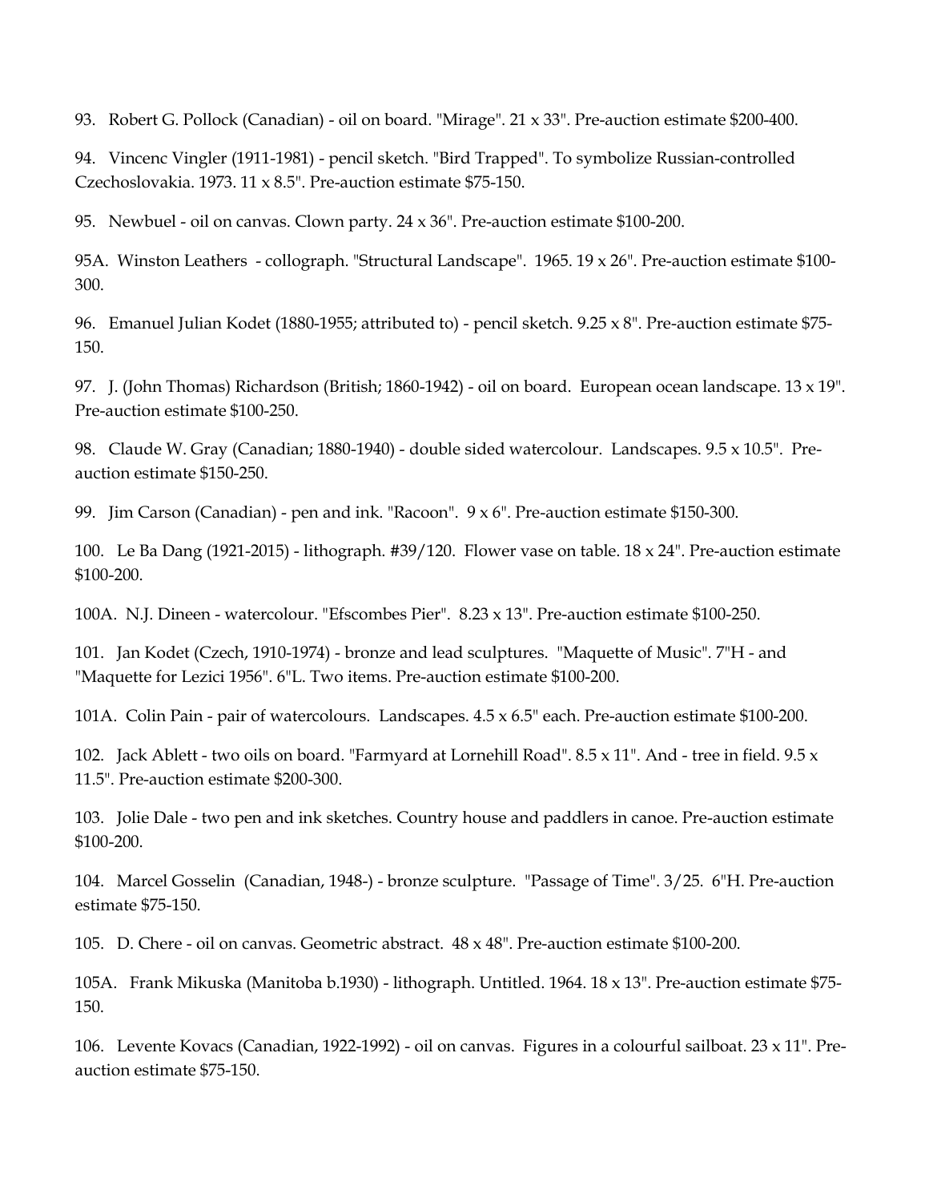93. Robert G. Pollock (Canadian) - oil on board. "Mirage". 21 x 33". Pre-auction estimate $200-400.

94. Vincenc Vingler (1911-1981) - pencil sketch. "Bird Trapped". To symbolize Russian-controlled Czechoslovakia. 1973. 11 x 8.5". Pre-auction estimate $75-150.

95. Newbuel - oil on canvas. Clown party. 24 x 36". Pre-auction estimate $100-200.

95A. Winston Leathers - collograph. "Structural Landscape". 1965. 19 x 26". Pre-auction estimate $100-300.

96. Emanuel Julian Kodet (1880-1955; attributed to) - pencil sketch. 9.25 x 8". Pre-auction estimate $75-150.

97. J. (John Thomas) Richardson (British; 1860-1942) - oil on board. European ocean landscape. 13 x 19". Pre-auction estimate $100-250.

98. Claude W. Gray (Canadian; 1880-1940) - double sided watercolour. Landscapes. 9.5 x 10.5". Pre-auction estimate $150-250.

99. Jim Carson (Canadian) - pen and ink. "Racoon". 9 x 6". Pre-auction estimate $150-300.

100. Le Ba Dang (1921-2015) - lithograph. #39/120. Flower vase on table. 18 x 24". Pre-auction estimate $100-200.

100A. N.J. Dineen - watercolour. "Efscombes Pier". 8.23 x 13". Pre-auction estimate $100-250.

101. Jan Kodet (Czech, 1910-1974) - bronze and lead sculptures. "Maquette of Music". 7"H - and "Maquette for Lezici 1956". 6"L. Two items. Pre-auction estimate $100-200.

101A. Colin Pain - pair of watercolours. Landscapes. 4.5 x 6.5" each. Pre-auction estimate $100-200.

102. Jack Ablett - two oils on board. "Farmyard at Lornehill Road". 8.5 x 11". And - tree in field. 9.5 x 11.5". Pre-auction estimate $200-300.

103. Jolie Dale - two pen and ink sketches. Country house and paddlers in canoe. Pre-auction estimate $100-200.

104. Marcel Gosselin (Canadian, 1948-) - bronze sculpture. "Passage of Time". 3/25. 6"H. Pre-auction estimate $75-150.

105. D. Chere - oil on canvas. Geometric abstract. 48 x 48". Pre-auction estimate $100-200.

105A. Frank Mikuska (Manitoba b.1930) - lithograph. Untitled. 1964. 18 x 13". Pre-auction estimate $75-150.

106. Levente Kovacs (Canadian, 1922-1992) - oil on canvas. Figures in a colourful sailboat. 23 x 11". Pre-auction estimate $75-150.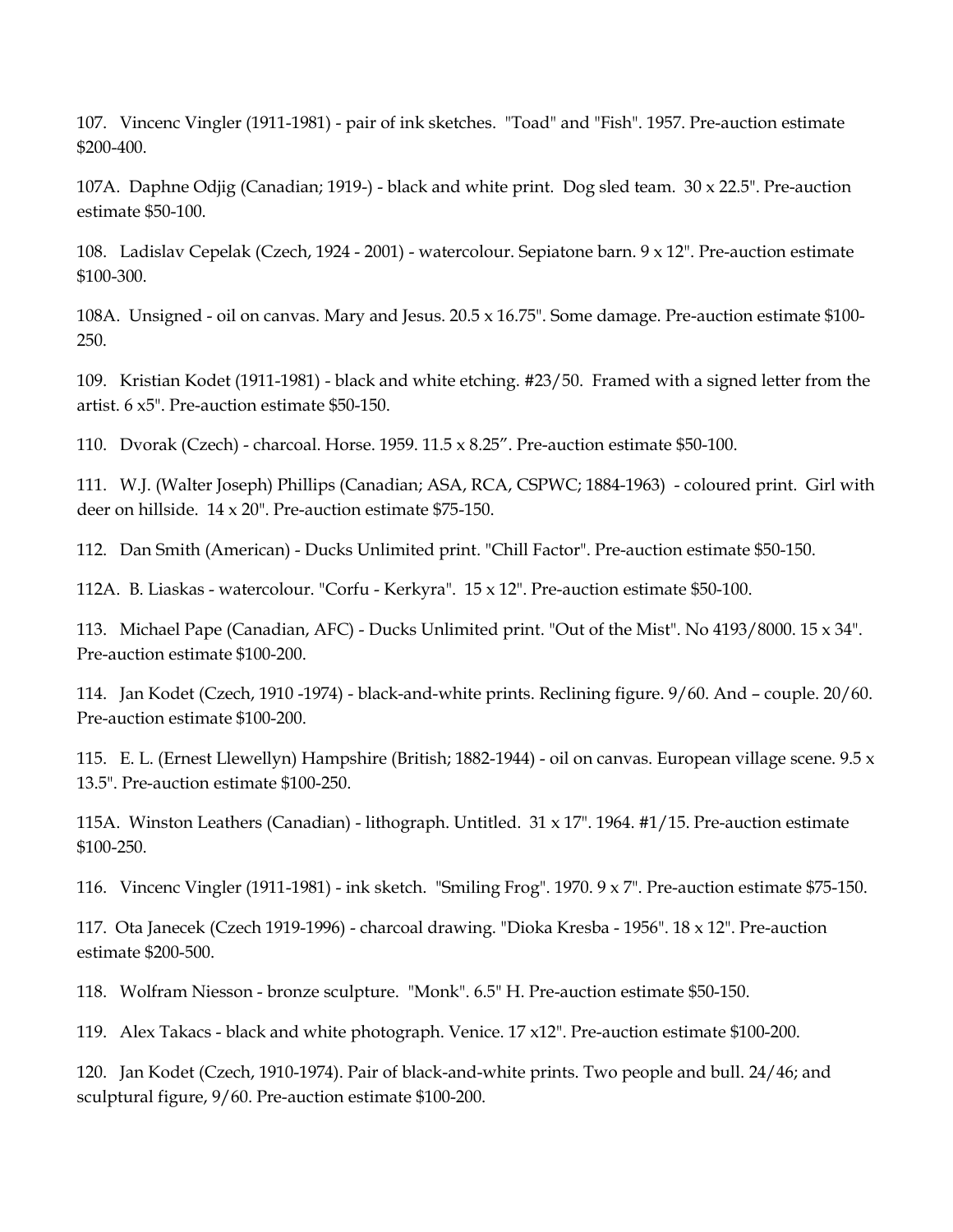107. Vincenc Vingler (1911-1981) - pair of ink sketches. "Toad" and "Fish". 1957. Pre-auction estimate $200-400.

107A. Daphne Odjig (Canadian; 1919-) - black and white print. Dog sled team. 30 x 22.5". Pre-auction estimate $50-100.

108. Ladislav Cepelak (Czech, 1924 - 2001) - watercolour. Sepiatone barn. 9 x 12". Pre-auction estimate $100-300.

108A. Unsigned - oil on canvas. Mary and Jesus. 20.5 x 16.75". Some damage. Pre-auction estimate $100-250.

109. Kristian Kodet (1911-1981) - black and white etching. #23/50. Framed with a signed letter from the artist. 6 x5". Pre-auction estimate $50-150.

110. Dvorak (Czech) - charcoal. Horse. 1959. 11.5 x 8.25”. Pre-auction estimate $50-100.

111. W.J. (Walter Joseph) Phillips (Canadian; ASA, RCA, CSPWC; 1884-1963) - coloured print. Girl with deer on hillside. 14 x 20". Pre-auction estimate $75-150.

112. Dan Smith (American) - Ducks Unlimited print. "Chill Factor". Pre-auction estimate $50-150.

112A. B. Liaskas - watercolour. "Corfu - Kerkyra". 15 x 12". Pre-auction estimate $50-100.

113. Michael Pape (Canadian, AFC) - Ducks Unlimited print. "Out of the Mist". No 4193/8000. 15 x 34". Pre-auction estimate $100-200.

114. Jan Kodet (Czech, 1910 -1974) - black-and-white prints. Reclining figure. 9/60. And – couple. 20/60. Pre-auction estimate $100-200.

115. E. L. (Ernest Llewellyn) Hampshire (British; 1882-1944) - oil on canvas. European village scene. 9.5 x 13.5". Pre-auction estimate $100-250.

115A. Winston Leathers (Canadian) - lithograph. Untitled. 31 x 17". 1964. #1/15. Pre-auction estimate $100-250.

116. Vincenc Vingler (1911-1981) - ink sketch. "Smiling Frog". 1970. 9 x 7". Pre-auction estimate $75-150.

117. Ota Janecek (Czech 1919-1996) - charcoal drawing. "Dioka Kresba - 1956". 18 x 12". Pre-auction estimate $200-500.

118. Wolfram Niesson - bronze sculpture. "Monk". 6.5" H. Pre-auction estimate $50-150.

119. Alex Takacs - black and white photograph. Venice. 17 x12". Pre-auction estimate $100-200.

120. Jan Kodet (Czech, 1910-1974). Pair of black-and-white prints. Two people and bull. 24/46; and sculptural figure, 9/60. Pre-auction estimate $100-200.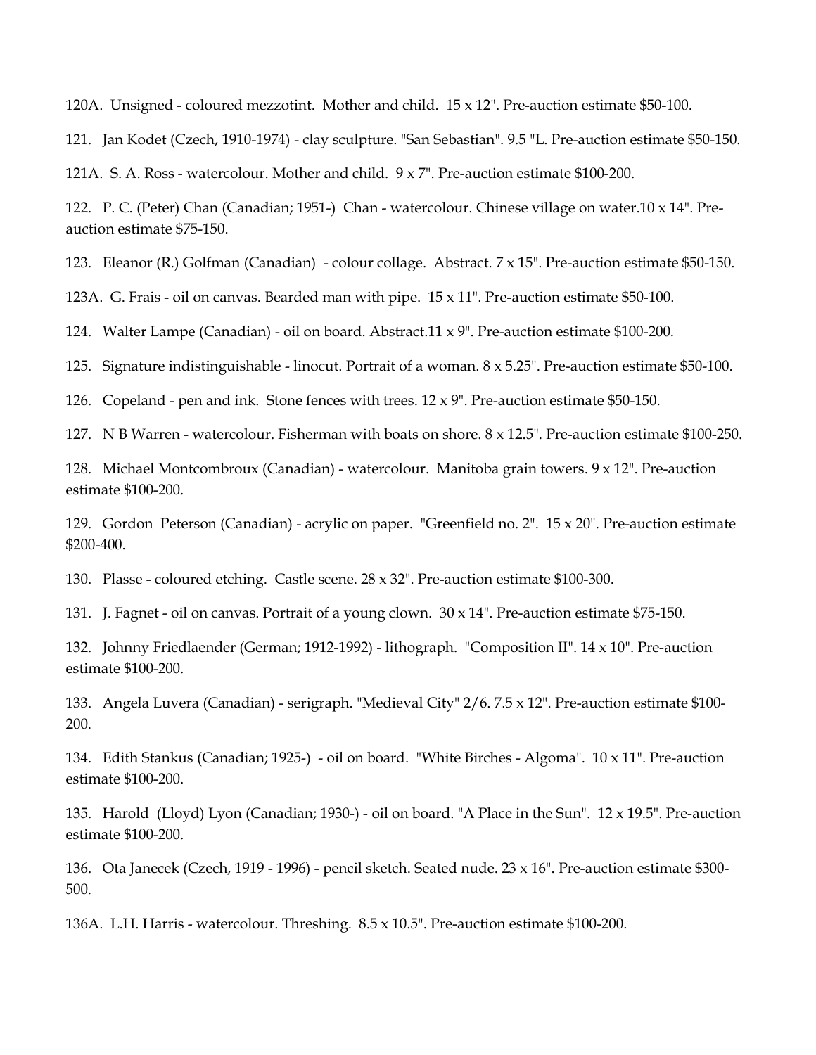120A. Unsigned - coloured mezzotint. Mother and child. 15 x 12". Pre-auction estimate $50-100.

121. Jan Kodet (Czech, 1910-1974) - clay sculpture. "San Sebastian". 9.5 "L. Pre-auction estimate $50-150.

121A. S. A. Ross - watercolour. Mother and child. 9 x 7". Pre-auction estimate $100-200.

122. P. C. (Peter) Chan (Canadian; 1951-) Chan - watercolour. Chinese village on water.10 x 14". Pre-auction estimate $75-150.

123. Eleanor (R.) Golfman (Canadian) - colour collage. Abstract. 7 x 15". Pre-auction estimate $50-150.

123A. G. Frais - oil on canvas. Bearded man with pipe. 15 x 11". Pre-auction estimate $50-100.

124. Walter Lampe (Canadian) - oil on board. Abstract.11 x 9". Pre-auction estimate $100-200.

125. Signature indistinguishable - linocut. Portrait of a woman. 8 x 5.25". Pre-auction estimate $50-100.

126. Copeland - pen and ink. Stone fences with trees. 12 x 9". Pre-auction estimate $50-150.

127. N B Warren - watercolour. Fisherman with boats on shore. 8 x 12.5". Pre-auction estimate $100-250.

128. Michael Montcombroux (Canadian) - watercolour. Manitoba grain towers. 9 x 12". Pre-auction estimate $100-200.

129. Gordon Peterson (Canadian) - acrylic on paper. "Greenfield no. 2". 15 x 20". Pre-auction estimate $200-400.

130. Plasse - coloured etching. Castle scene. 28 x 32". Pre-auction estimate $100-300.

131. J. Fagnet - oil on canvas. Portrait of a young clown. 30 x 14". Pre-auction estimate $75-150.

132. Johnny Friedlaender (German; 1912-1992) - lithograph. "Composition II". 14 x 10". Pre-auction estimate $100-200.

133. Angela Luvera (Canadian) - serigraph. "Medieval City" 2/6. 7.5 x 12". Pre-auction estimate $100-200.

134. Edith Stankus (Canadian; 1925-) - oil on board. "White Birches - Algoma". 10 x 11". Pre-auction estimate $100-200.

135. Harold (Lloyd) Lyon (Canadian; 1930-) - oil on board. "A Place in the Sun". 12 x 19.5". Pre-auction estimate $100-200.

136. Ota Janecek (Czech, 1919 - 1996) - pencil sketch. Seated nude. 23 x 16". Pre-auction estimate $300-500.

136A. L.H. Harris - watercolour. Threshing. 8.5 x 10.5". Pre-auction estimate $100-200.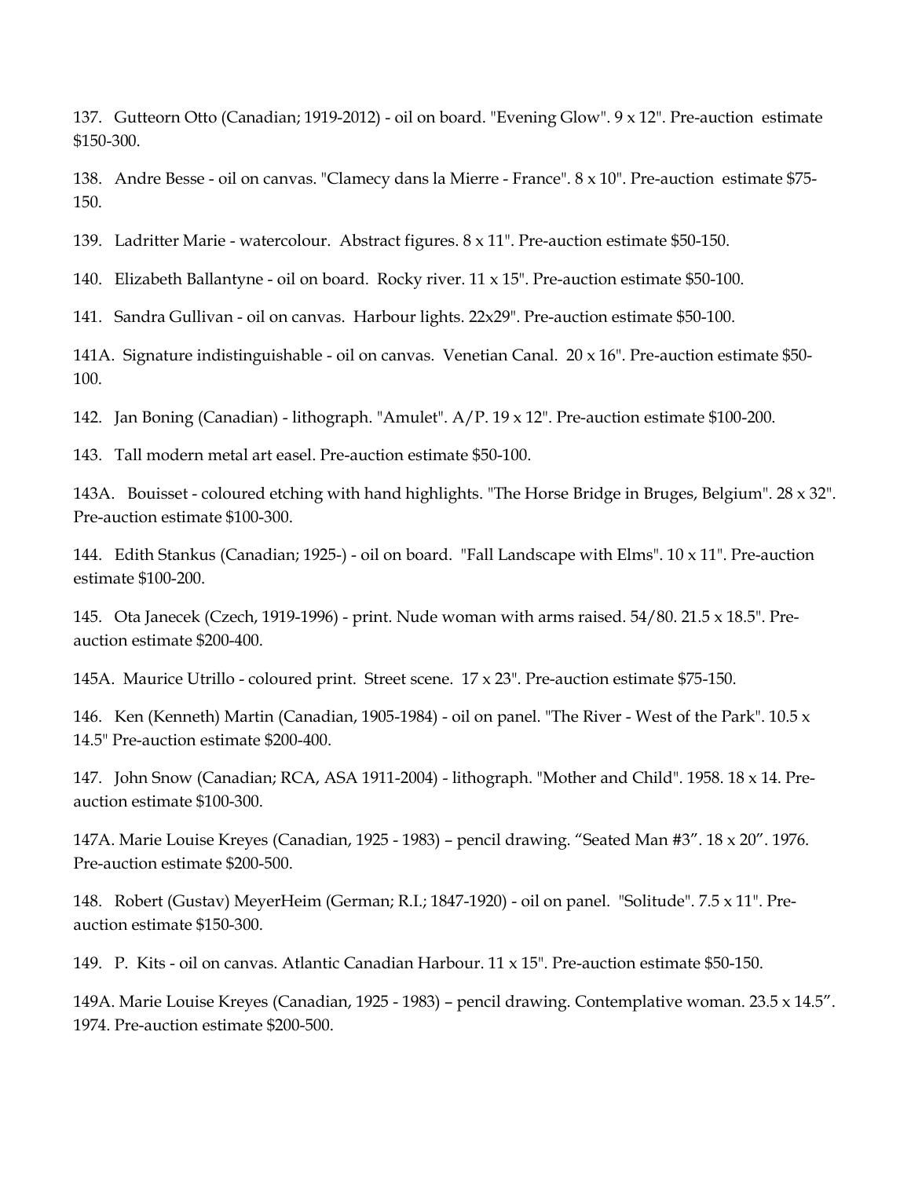137. Gutteorn Otto (Canadian; 1919-2012) - oil on board. "Evening Glow". 9 x 12". Pre-auction estimate $150-300.

138. Andre Besse - oil on canvas. "Clamecy dans la Mierre - France". 8 x 10". Pre-auction estimate $75-150.

139. Ladritter Marie - watercolour. Abstract figures. 8 x 11". Pre-auction estimate $50-150.

140. Elizabeth Ballantyne - oil on board. Rocky river. 11 x 15". Pre-auction estimate $50-100.

141. Sandra Gullivan - oil on canvas. Harbour lights. 22x29". Pre-auction estimate $50-100.

141A. Signature indistinguishable - oil on canvas. Venetian Canal. 20 x 16". Pre-auction estimate $50-100.

142. Jan Boning (Canadian) - lithograph. "Amulet". A/P. 19 x 12". Pre-auction estimate $100-200.

143. Tall modern metal art easel. Pre-auction estimate $50-100.

143A. Bouisset - coloured etching with hand highlights. "The Horse Bridge in Bruges, Belgium". 28 x 32". Pre-auction estimate $100-300.

144. Edith Stankus (Canadian; 1925-) - oil on board. "Fall Landscape with Elms". 10 x 11". Pre-auction estimate $100-200.

145. Ota Janecek (Czech, 1919-1996) - print. Nude woman with arms raised. 54/80. 21.5 x 18.5". Pre-auction estimate $200-400.

145A. Maurice Utrillo - coloured print. Street scene. 17 x 23". Pre-auction estimate $75-150.

146. Ken (Kenneth) Martin (Canadian, 1905-1984) - oil on panel. "The River - West of the Park". 10.5 x 14.5" Pre-auction estimate $200-400.

147. John Snow (Canadian; RCA, ASA 1911-2004) - lithograph. "Mother and Child". 1958. 18 x 14. Pre-auction estimate $100-300.

147A. Marie Louise Kreyes (Canadian, 1925 - 1983) – pencil drawing. "Seated Man #3". 18 x 20". 1976. Pre-auction estimate $200-500.

148. Robert (Gustav) MeyerHeim (German; R.I.; 1847-1920) - oil on panel. "Solitude". 7.5 x 11". Pre-auction estimate $150-300.

149. P. Kits - oil on canvas. Atlantic Canadian Harbour. 11 x 15". Pre-auction estimate $50-150.

149A. Marie Louise Kreyes (Canadian, 1925 - 1983) – pencil drawing. Contemplative woman. 23.5 x 14.5". 1974. Pre-auction estimate $200-500.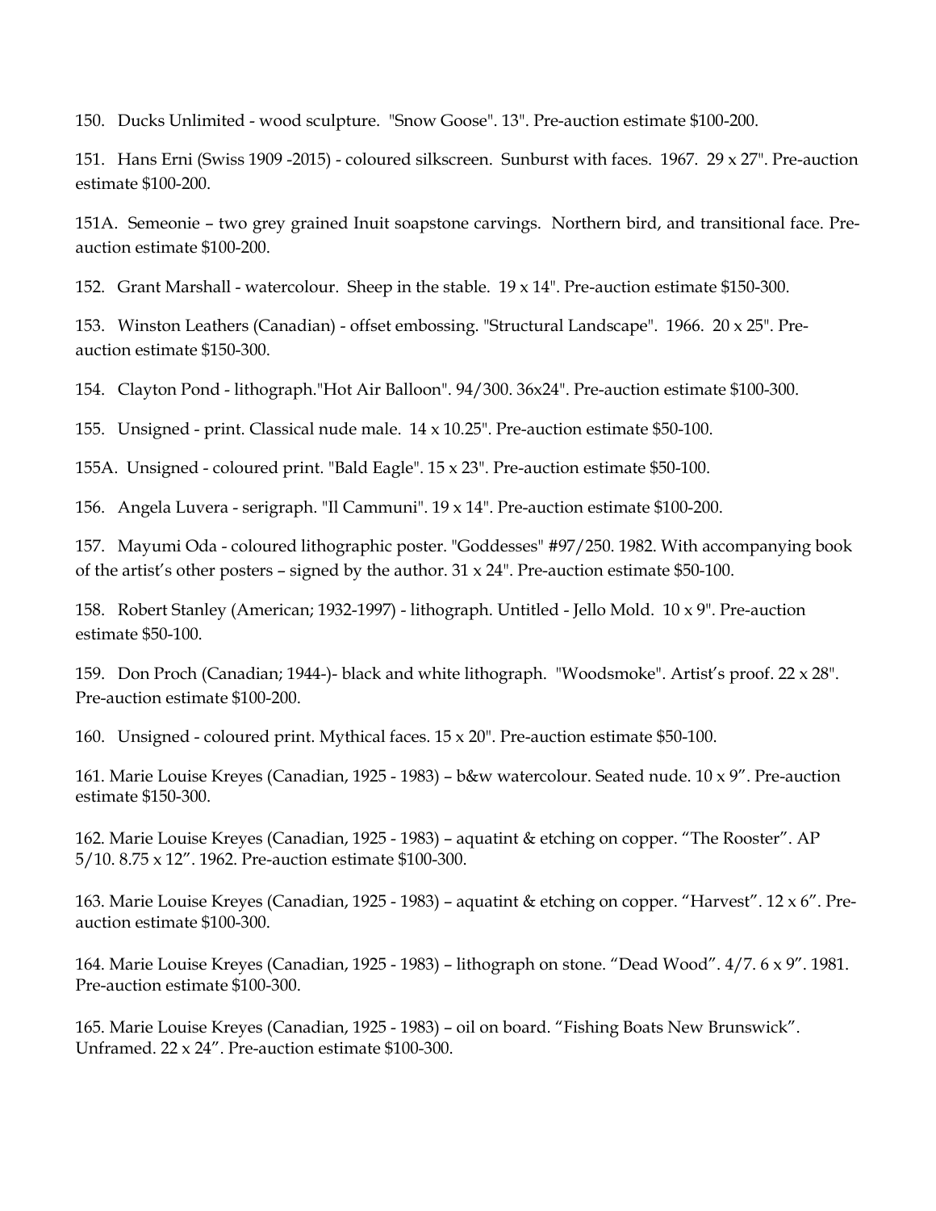150. Ducks Unlimited - wood sculpture. "Snow Goose". 13". Pre-auction estimate $100-200.

151. Hans Erni (Swiss 1909 -2015) - coloured silkscreen. Sunburst with faces. 1967. 29 x 27". Pre-auction estimate $100-200.

151A. Semeonie – two grey grained Inuit soapstone carvings. Northern bird, and transitional face. Pre-auction estimate $100-200.

152. Grant Marshall - watercolour. Sheep in the stable. 19 x 14". Pre-auction estimate $150-300.

153. Winston Leathers (Canadian) - offset embossing. "Structural Landscape". 1966. 20 x 25". Pre-auction estimate $150-300.

154. Clayton Pond - lithograph."Hot Air Balloon". 94/300. 36x24". Pre-auction estimate $100-300.

155. Unsigned - print. Classical nude male. 14 x 10.25". Pre-auction estimate $50-100.

155A. Unsigned - coloured print. "Bald Eagle". 15 x 23". Pre-auction estimate $50-100.

156. Angela Luvera - serigraph. "Il Cammuni". 19 x 14". Pre-auction estimate $100-200.

157. Mayumi Oda - coloured lithographic poster. "Goddesses" #97/250. 1982. With accompanying book of the artist's other posters – signed by the author. 31 x 24". Pre-auction estimate $50-100.

158. Robert Stanley (American; 1932-1997) - lithograph. Untitled - Jello Mold. 10 x 9". Pre-auction estimate $50-100.

159. Don Proch (Canadian; 1944-)- black and white lithograph. "Woodsmoke". Artist's proof. 22 x 28". Pre-auction estimate $100-200.

160. Unsigned - coloured print. Mythical faces. 15 x 20". Pre-auction estimate $50-100.

161. Marie Louise Kreyes (Canadian, 1925 - 1983) – b&w watercolour. Seated nude. 10 x 9". Pre-auction estimate $150-300.

162. Marie Louise Kreyes (Canadian, 1925 - 1983) – aquatint & etching on copper. "The Rooster". AP 5/10. 8.75 x 12". 1962. Pre-auction estimate $100-300.

163. Marie Louise Kreyes (Canadian, 1925 - 1983) – aquatint & etching on copper. "Harvest". 12 x 6". Pre-auction estimate $100-300.

164. Marie Louise Kreyes (Canadian, 1925 - 1983) – lithograph on stone. "Dead Wood". 4/7. 6 x 9". 1981. Pre-auction estimate $100-300.

165. Marie Louise Kreyes (Canadian, 1925 - 1983) – oil on board. "Fishing Boats New Brunswick". Unframed. 22 x 24". Pre-auction estimate $100-300.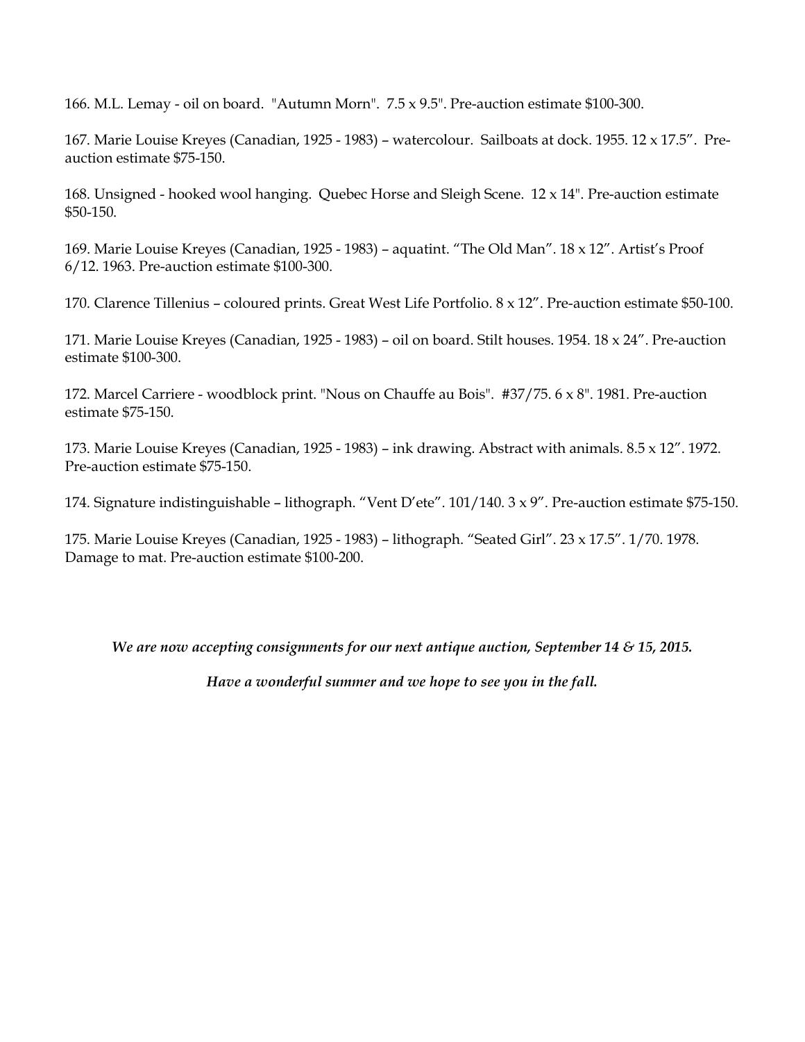166. M.L. Lemay - oil on board. "Autumn Morn". 7.5 x 9.5". Pre-auction estimate $100-300.

167. Marie Louise Kreyes (Canadian, 1925 - 1983) – watercolour. Sailboats at dock. 1955. 12 x 17.5". Pre-auction estimate $75-150.

168. Unsigned - hooked wool hanging. Quebec Horse and Sleigh Scene. 12 x 14". Pre-auction estimate $50-150.

169. Marie Louise Kreyes (Canadian, 1925 - 1983) – aquatint. "The Old Man". 18 x 12". Artist's Proof 6/12. 1963. Pre-auction estimate $100-300.

170. Clarence Tillenius – coloured prints. Great West Life Portfolio. 8 x 12". Pre-auction estimate $50-100.

171. Marie Louise Kreyes (Canadian, 1925 - 1983) – oil on board. Stilt houses. 1954. 18 x 24". Pre-auction estimate $100-300.

172. Marcel Carriere - woodblock print. "Nous on Chauffe au Bois". #37/75. 6 x 8". 1981. Pre-auction estimate $75-150.

173. Marie Louise Kreyes (Canadian, 1925 - 1983) – ink drawing. Abstract with animals. 8.5 x 12". 1972. Pre-auction estimate $75-150.

174. Signature indistinguishable – lithograph. "Vent D'ete". 101/140. 3 x 9". Pre-auction estimate $75-150.

175. Marie Louise Kreyes (Canadian, 1925 - 1983) – lithograph. "Seated Girl". 23 x 17.5". 1/70. 1978. Damage to mat. Pre-auction estimate $100-200.

***We are now accepting consignments for our next antique auction, September 14 & 15, 2015.***

***Have a wonderful summer and we hope to see you in the fall.***